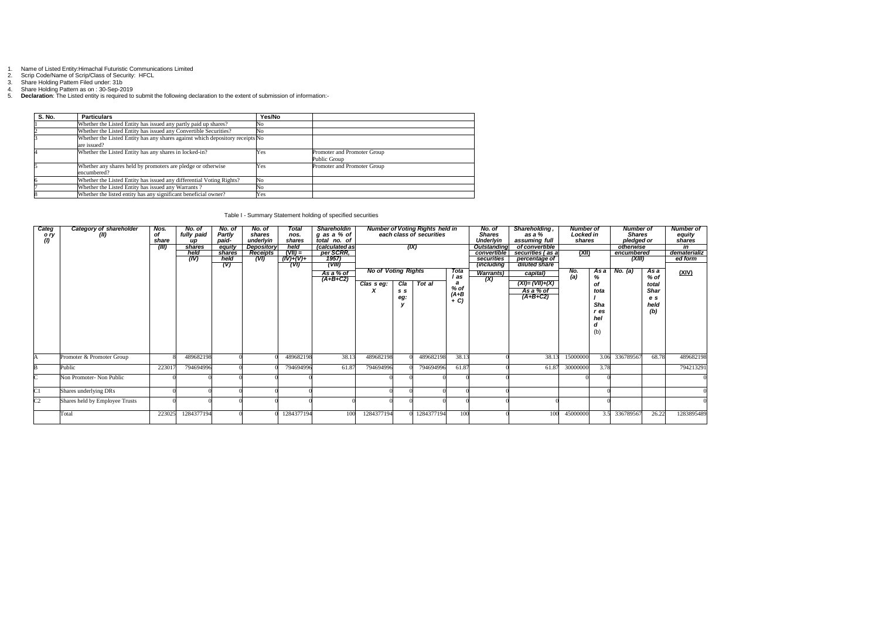1. Name of Listed Entity:Himachal Futuristic Communications Limited
2. Scrip Code/Name of Scrip/Class of Security: HFCL
3. Share Holding Pattern Filed under: 31b
4. Share Holding Pattern as on : 30-Sep-2019
5. **Declaration**: The Listed entity is required to submit the following declaration to the extent of submission of information:-

| S. No. | Particulars | Yes/No | |
|---|---|---|---|
| 1 | Whether the Listed Entity has issued any partly paid up shares? | No | |
| 2 | Whether the Listed Entity has issued any Convertible Securities? | No | |
| 3 | Whether the Listed Entity has any shares against which depository receipts are issued? | No | |
| 4 | Whether the Listed Entity has any shares in locked-in? | Yes | Promoter and Promoter Group<br>Public Group |
| 5 | Whether any shares held by promoters are pledge or otherwise encumbered? | Yes | Promoter and Promoter Group |
| 6 | Whether the Listed Entity has issued any differential Voting Rights? | No | |
| 7 | Whether the Listed Entity has issued any Warrants ? | No | |
| 8 | Whether the listed entity has any significant beneficial owner? | Yes | |

Table I - Summary Statement holding of specified securities

| Category (I) | Category of shareholder (II) | Nos. of shareholders (III) | No. of fully paid up equity shares held (IV) | No. of Partly paid-up equity shares held (V) | No. of shares underlying Depository Receipts (VI) | Total nos. shares held (VII) = (IV)+(V)+(VI) | Shareholding as a % of total no. of shares (calculated as per SCRR, 1957) (VIII) As a % of (A+B+C2) | Number of Voting Rights held in each class of securities (IX) | | | | No. of Shares Underlying Outstanding convertible securities (including Warrants) (X) | Shareholding, as a % assuming full conversion of convertible securities ( as a percentage of diluted share capital) (XI)= (VII)+(X) As a % of (A+B+C2) | Number of Locked in shares (XII) | | Number of Shares pledged or otherwise encumbered (XIII) | | Number of equity shares held in dematerialized form (XIV) |
|---|---|---|---|---|---|---|---|---|---|---|---|---|---|---|---|---|---|---|
| | | | | | | | | No of Voting Rights | | | Total as a % of (A+B+C) | | | No. (a) | As a % of total Shares held (b) | No. (a) | As a % of total Shares held (b) | |
| | | | | | | | | Class eg: X | Class eg: y | Total | | | | | | | | |
| A | Promoter & Promoter Group | 8 | 489682198 | 0 | 0 | 489682198 | 38.13 | 489682198 | 0 | 489682198 | 38.13 | 0 | 38.13 | 15000000 | 3.06 | 336789567 | 68.78 | 489682198 |
| B | Public | 223017 | 794694996 | 0 | 0 | 794694996 | 61.87 | 794694996 | 0 | 794694996 | 61.87 | 0 | 61.87 | 30000000 | 3.78 | | | 794213291 |
| C | Non Promoter- Non Public | 0 | 0 | 0 | 0 | 0 | | 0 | 0 | 0 | 0 | 0 | | 0 | 0 | | | 0 |
| C1 | Shares underlying DRs | 0 | 0 | 0 | 0 | 0 | | 0 | 0 | 0 | 0 | 0 | | | 0 | | | 0 |
| C2 | Shares held by Employee Trusts | 0 | 0 | 0 | 0 | 0 | 0 | 0 | 0 | 0 | 0 | 0 | 0 | | 0 | | | 0 |
| | Total | 223025 | 1284377194 | 0 | 0 | 1284377194 | 100 | 1284377194 | 0 | 1284377194 | 100 | 0 | 100 | 45000000 | 3.5 | 336789567 | 26.22 | 1283895489 |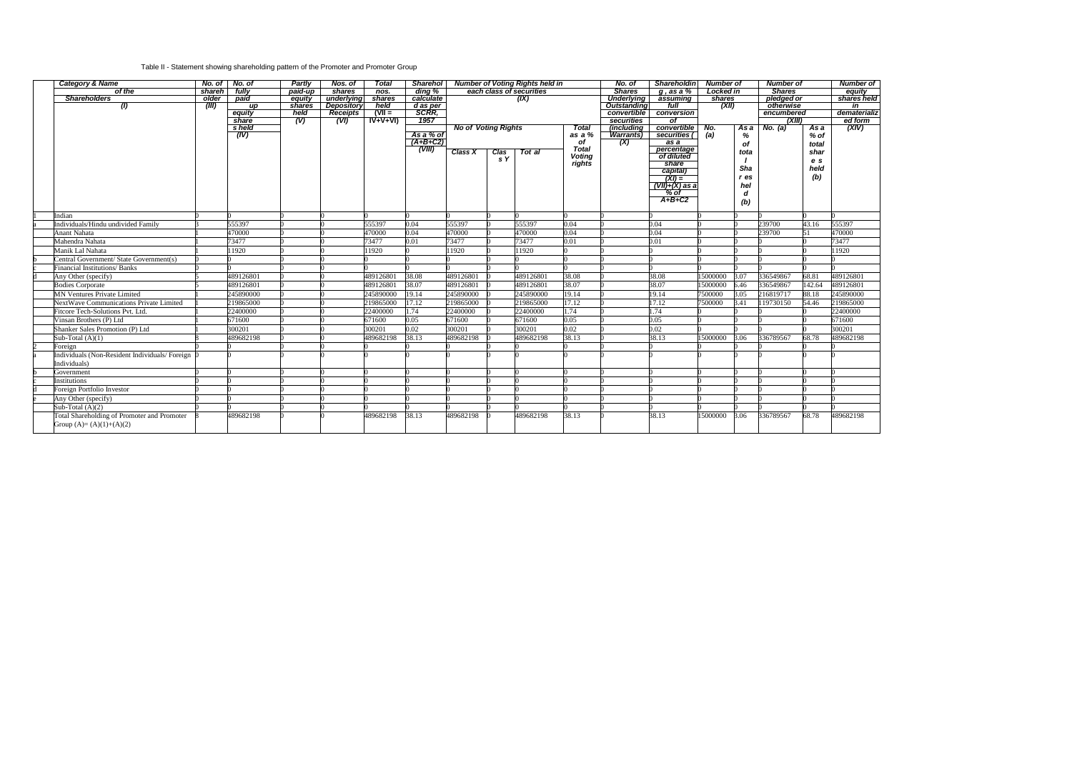Table II - Statement showing shareholding pattern of the Promoter and Promoter Group

| | Category & Name of the Shareholders (I) | No. of shareholder (III) | No. of fully paid up equity share s held (IV) | Partly paid-up equity shares held (V) | Nos. of shares underlying Depository Receipts (VI) | Total nos. shares held (VII = IV+V+VI) | Shareholding % calculated as per SCRR, 1957 As a % of (A+B+C2) (VIII) | Number of Voting Rights held in each class of securities (IX) | | | | No. of Shares Underlying Outstanding convertible securities (including Warrants) (X) | Shareholding , as a % assuming full conversion of convertible securities ( as a percentage of diluted share capital) (XI) = (VII)+(X) as a % of A+B+C2 | Number of Locked in shares (XII) | | Number of Shares pledged or otherwise encumbered (XIII) | | Number of equity shares held in dematerialized form (XIV) |
|---|---|---|---|---|---|---|---|---|---|---|---|---|---|---|---|---|---|---|
| | | | | | | | | No of Voting Rights | | | Total as a % of Total Voting rights | | | No. (a) | As a % of total Shares held (b) | No. (a) | As a % of total shares held (b) | |
| | | | | | | | | Class X | Class Y | Total | | | | | | | | |
| 1 | Indian | 0 | 0 | 0 | 0 | 0 | 0 | 0 | 0 | 0 | 0 | 0 | 0 | 0 | 0 | 0 | 0 | 0 |
| a | Individuals/Hindu undivided Family | 3 | 555397 | 0 | 0 | 555397 | 0.04 | 555397 | 0 | 555397 | 0.04 | 0 | 0.04 | 0 | 0 | 239700 | 43.16 | 555397 |
| | Anant Nahata | 1 | 470000 | 0 | 0 | 470000 | 0.04 | 470000 | 0 | 470000 | 0.04 | 0 | 0.04 | 0 | 0 | 239700 | 51 | 470000 |
| | Mahendra Nahata | 1 | 73477 | 0 | 0 | 73477 | 0.01 | 73477 | 0 | 73477 | 0.01 | 0 | 0.01 | 0 | 0 | 0 | 0 | 73477 |
| | Manik Lal Nahata | 1 | 11920 | 0 | 0 | 11920 | 0 | 11920 | 0 | 11920 | 0 | 0 | 0 | 0 | 0 | 0 | 0 | 11920 |
| b | Central Government/ State Government(s) | 0 | 0 | 0 | 0 | 0 | 0 | 0 | 0 | 0 | 0 | 0 | 0 | 0 | 0 | 0 | 0 | 0 |
| c | Financial Institutions/ Banks | 0 | 0 | 0 | 0 | 0 | 0 | 0 | 0 | 0 | 0 | 0 | 0 | 0 | 0 | 0 | 0 | 0 |
| d | Any Other (specify) | 5 | 489126801 | 0 | 0 | 489126801 | 38.08 | 489126801 | 0 | 489126801 | 38.08 | 0 | 38.08 | 15000000 | 3.07 | 336549867 | 68.81 | 489126801 |
| | Bodies Corporate | 5 | 489126801 | 0 | 0 | 489126801 | 38.07 | 489126801 | 0 | 489126801 | 38.07 | 0 | 38.07 | 15000000 | 6.46 | 336549867 | 142.64 | 489126801 |
| | MN Ventures Private Limited | 1 | 245890000 | 0 | 0 | 245890000 | 19.14 | 245890000 | 0 | 245890000 | 19.14 | 0 | 19.14 | 7500000 | 3.05 | 216819717 | 88.18 | 245890000 |
| | NextWave Communications Private Limited | 1 | 219865000 | 0 | 0 | 219865000 | 17.12 | 219865000 | 0 | 219865000 | 17.12 | 0 | 17.12 | 7500000 | 3.41 | 119730150 | 54.46 | 219865000 |
| | Fitcore Tech-Solutions Pvt. Ltd. | 1 | 22400000 | 0 | 0 | 22400000 | 1.74 | 22400000 | 0 | 22400000 | 1.74 | 0 | 1.74 | 0 | 0 | 0 | 0 | 22400000 |
| | Vinsan Brothers (P) Ltd | 1 | 671600 | 0 | 0 | 671600 | 0.05 | 671600 | 0 | 671600 | 0.05 | 0 | 0.05 | 0 | 0 | 0 | 0 | 671600 |
| | Shanker Sales Promotion (P) Ltd | 1 | 300201 | 0 | 0 | 300201 | 0.02 | 300201 | 0 | 300201 | 0.02 | 0 | 0.02 | 0 | 0 | 0 | 0 | 300201 |
| | Sub-Total (A)(1) | 8 | 489682198 | 0 | 0 | 489682198 | 38.13 | 489682198 | 0 | 489682198 | 38.13 | 0 | 38.13 | 15000000 | 3.06 | 336789567 | 68.78 | 489682198 |
| 2 | Foreign | 0 | 0 | 0 | 0 | 0 | 0 | 0 | 0 | 0 | 0 | 0 | 0 | 0 | 0 | 0 | 0 | 0 |
| a | Individuals (Non-Resident Individuals/ Foreign Individuals) | 0 | 0 | 0 | 0 | 0 | 0 | 0 | 0 | 0 | 0 | 0 | 0 | 0 | 0 | 0 | 0 | 0 |
| b | Government | 0 | 0 | 0 | 0 | 0 | 0 | 0 | 0 | 0 | 0 | 0 | 0 | 0 | 0 | 0 | 0 | 0 |
| c | Institutions | 0 | 0 | 0 | 0 | 0 | 0 | 0 | 0 | 0 | 0 | 0 | 0 | 0 | 0 | 0 | 0 | 0 |
| d | Foreign Portfolio Investor | 0 | 0 | 0 | 0 | 0 | 0 | 0 | 0 | 0 | 0 | 0 | 0 | 0 | 0 | 0 | 0 | 0 |
| e | Any Other (specify) | 0 | 0 | 0 | 0 | 0 | 0 | 0 | 0 | 0 | 0 | 0 | 0 | 0 | 0 | 0 | 0 | 0 |
| | Sub-Total (A)(2) | 0 | 0 | 0 | 0 | 0 | 0 | 0 | 0 | 0 | 0 | 0 | 0 | 0 | 0 | 0 | 0 | 0 |
| | Total Shareholding of Promoter and Promoter Group (A)= (A)(1)+(A)(2) | 8 | 489682198 | 0 | 0 | 489682198 | 38.13 | 489682198 | 0 | 489682198 | 38.13 | 0 | 38.13 | 15000000 | 3.06 | 336789567 | 68.78 | 489682198 |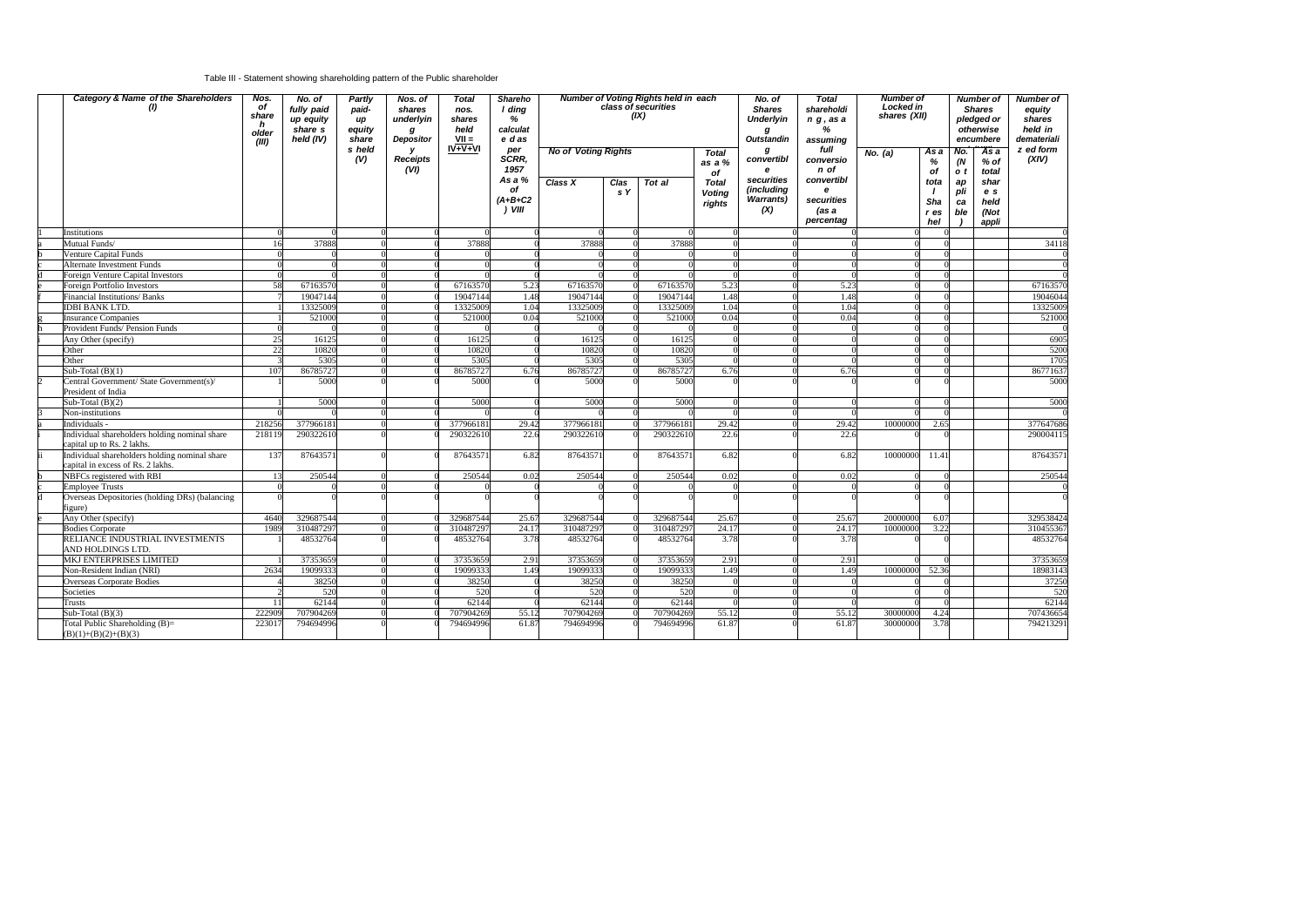Table III - Statement showing shareholding pattern of the Public shareholder

| | Category & Name of the Shareholders (I) | Nos. of shareh older (III) | No. of fully paid up equity share s held (IV) | Partly paid-up equity share s held (V) | Nos. of shares underlying Depository Receipts (VI) | Total nos. shares held VII = IV+V+VI | Shareholding % calculated as per SCRR, 1957 As a % of (A+B+C2) VIII | Number of Voting Rights held in each class of securities (IX) | | | | No. of Shares Underlying Outstanding convertible securities (including Warrants) (X) | Total shareholding , as a % assuming full conversion of convertible securities (as a percentage) | Number of Locked in shares (XII) | | Number of Shares pledged or otherwise encumbered | | Number of equity shares held in dematerialized form (XIV) |
|---|---|---|---|---|---|---|---|---|---|---|---|---|---|---|---|---|---|---|
| | | | | | | | | No of Voting Rights | | | Total as a % of Total Voting rights | | | No. (a) | As a % of total Shares held | No. (Not applicable) | As a % of total shares held (Not appli | |
| | | | | | | | | Class X | Class Y | Total | | | | | | | | |
| 1 | Institutions | 0 | 0 | 0 | 0 | 0 | 0 | 0 | 0 | 0 | 0 | 0 | 0 | 0 | 0 | | | 0 |
| a | Mutual Funds/ | 16 | 37888 | 0 | 0 | 37888 | 0 | 37888 | 0 | 37888 | 0 | 0 | 0 | 0 | 0 | | | 34118 |
| b | Venture Capital Funds | 0 | 0 | 0 | 0 | 0 | 0 | 0 | 0 | 0 | 0 | 0 | 0 | 0 | 0 | | | 0 |
| c | Alternate Investment Funds | 0 | 0 | 0 | 0 | 0 | 0 | 0 | 0 | 0 | 0 | 0 | 0 | 0 | 0 | | | 0 |
| d | Foreign Venture Capital Investors | 0 | 0 | 0 | 0 | 0 | 0 | 0 | 0 | 0 | 0 | 0 | 0 | 0 | 0 | | | 0 |
| e | Foreign Portfolio Investors | 58 | 67163570 | 0 | 0 | 67163570 | 5.23 | 67163570 | 0 | 67163570 | 5.23 | 0 | 5.23 | 0 | 0 | | | 67163570 |
| f | Financial Institutions/ Banks | 7 | 19047144 | 0 | 0 | 19047144 | 1.48 | 19047144 | 0 | 19047144 | 1.48 | 0 | 1.48 | 0 | 0 | | | 19046044 |
| | IDBI BANK LTD. | 1 | 13325009 | 0 | 0 | 13325009 | 1.04 | 13325009 | 0 | 13325009 | 1.04 | 0 | 1.04 | 0 | 0 | | | 13325009 |
| g | Insurance Companies | 1 | 521000 | 0 | 0 | 521000 | 0.04 | 521000 | 0 | 521000 | 0.04 | 0 | 0.04 | 0 | 0 | | | 521000 |
| h | Provident Funds/ Pension Funds | 0 | 0 | 0 | 0 | 0 | 0 | 0 | 0 | 0 | 0 | 0 | 0 | 0 | 0 | | | 0 |
| i | Any Other (specify) | 25 | 16125 | 0 | 0 | 16125 | 0 | 16125 | 0 | 16125 | 0 | 0 | 0 | 0 | 0 | | | 6905 |
| | Other | 22 | 10820 | 0 | 0 | 10820 | 0 | 10820 | 0 | 10820 | 0 | 0 | 0 | 0 | 0 | | | 5200 |
| | Other | 3 | 5305 | 0 | 0 | 5305 | 0 | 5305 | 0 | 5305 | 0 | 0 | 0 | 0 | 0 | | | 1705 |
| | Sub-Total (B)(1) | 107 | 86785727 | 0 | 0 | 86785727 | 6.76 | 86785727 | 0 | 86785727 | 6.76 | 0 | 6.76 | 0 | 0 | | | 86771637 |
| 2 | Central Government/ State Government(s)/ President of India | 1 | 5000 | 0 | 0 | 5000 | 0 | 5000 | 0 | 5000 | 0 | 0 | 0 | 0 | 0 | | | 5000 |
| | Sub-Total (B)(2) | 1 | 5000 | 0 | 0 | 5000 | 0 | 5000 | 0 | 5000 | 0 | 0 | 0 | 0 | 0 | | | 5000 |
| 3 | Non-institutions | 0 | 0 | 0 | 0 | 0 | 0 | 0 | 0 | 0 | 0 | 0 | 0 | 0 | 0 | | | 0 |
| a | Individuals - | 218256 | 377966181 | 0 | 0 | 377966181 | 29.42 | 377966181 | 0 | 377966181 | 29.42 | 0 | 29.42 | 10000000 | 2.65 | | | 377647686 |
| i | Individual shareholders holding nominal share capital up to Rs. 2 lakhs. | 218119 | 290322610 | 0 | 0 | 290322610 | 22.6 | 290322610 | 0 | 290322610 | 22.6 | 0 | 22.6 | 0 | 0 | | | 290004115 |
| ii | Individual shareholders holding nominal share capital in excess of Rs. 2 lakhs. | 137 | 87643571 | 0 | 0 | 87643571 | 6.82 | 87643571 | 0 | 87643571 | 6.82 | 0 | 6.82 | 10000000 | 11.41 | | | 87643571 |
| b | NBFCs registered with RBI | 13 | 250544 | 0 | 0 | 250544 | 0.02 | 250544 | 0 | 250544 | 0.02 | 0 | 0.02 | 0 | 0 | | | 250544 |
| c | Employee Trusts | 0 | 0 | 0 | 0 | 0 | 0 | 0 | 0 | 0 | 0 | 0 | 0 | 0 | 0 | | | 0 |
| d | Overseas Depositories (holding DRs) (balancing figure) | 0 | 0 | 0 | 0 | 0 | 0 | 0 | 0 | 0 | 0 | 0 | 0 | 0 | 0 | | | 0 |
| e | Any Other (specify) | 4640 | 329687544 | 0 | 0 | 329687544 | 25.67 | 329687544 | 0 | 329687544 | 25.67 | 0 | 25.67 | 20000000 | 6.07 | | | 329538424 |
| | Bodies Corporate | 1989 | 310487297 | 0 | 0 | 310487297 | 24.17 | 310487297 | 0 | 310487297 | 24.17 | 0 | 24.17 | 10000000 | 3.22 | | | 310455367 |
| | RELIANCE INDUSTRIAL INVESTMENTS AND HOLDINGS LTD. | 1 | 48532764 | 0 | 0 | 48532764 | 3.78 | 48532764 | 0 | 48532764 | 3.78 | 0 | 3.78 | 0 | 0 | | | 48532764 |
| | MKJ ENTERPRISES LIMITED | 1 | 37353659 | 0 | 0 | 37353659 | 2.91 | 37353659 | 0 | 37353659 | 2.91 | 0 | 2.91 | 0 | 0 | | | 37353659 |
| | Non-Resident Indian (NRI) | 2634 | 19099333 | 0 | 0 | 19099333 | 1.49 | 19099333 | 0 | 19099333 | 1.49 | 0 | 1.49 | 10000000 | 52.36 | | | 18983143 |
| | Overseas Corporate Bodies | 4 | 38250 | 0 | 0 | 38250 | 0 | 38250 | 0 | 38250 | 0 | 0 | 0 | 0 | 0 | | | 37250 |
| | Societies | 2 | 520 | 0 | 0 | 520 | 0 | 520 | 0 | 520 | 0 | 0 | 0 | 0 | 0 | | | 520 |
| | Trusts | 11 | 62144 | 0 | 0 | 62144 | 0 | 62144 | 0 | 62144 | 0 | 0 | 0 | 0 | 0 | | | 62144 |
| | Sub-Total (B)(3) | 222909 | 707904269 | 0 | 0 | 707904269 | 55.12 | 707904269 | 0 | 707904269 | 55.12 | 0 | 55.12 | 30000000 | 4.24 | | | 707436654 |
| | Total Public Shareholding (B)= (B)(1)+(B)(2)+(B)(3) | 223017 | 794694996 | 0 | 0 | 794694996 | 61.87 | 794694996 | 0 | 794694996 | 61.87 | 0 | 61.87 | 30000000 | 3.78 | | | 794213291 |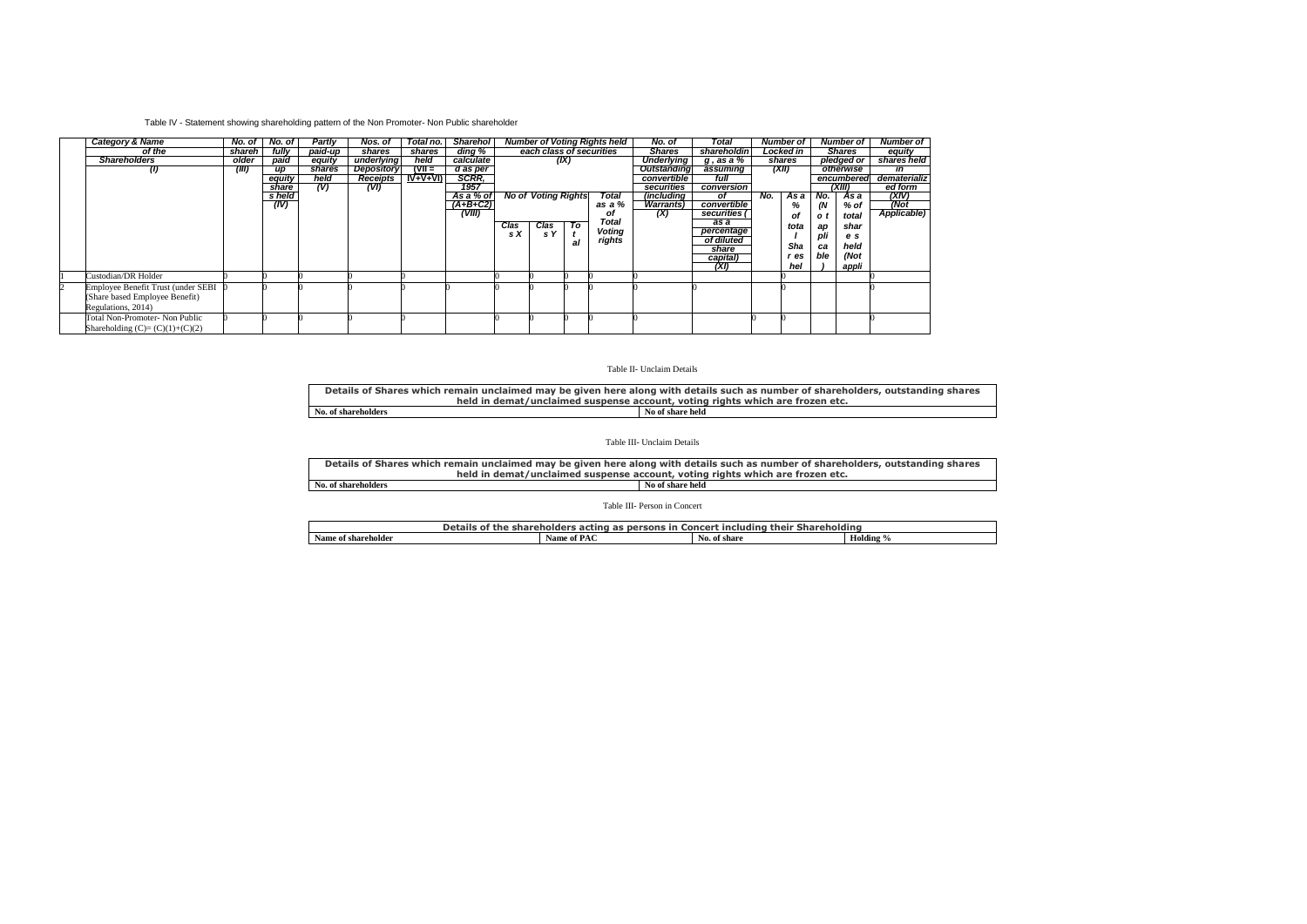Table IV - Statement showing shareholding pattern of the Non Promoter- Non Public shareholder

| | Category & Name of the Shareholders (I) | No. of shareholder (III) | No. of fully paid up equity shares held (IV) | Partly paid-up equity shares held (V) | Nos. of shares underlying Depository Receipts (VI) | Total nos. shares held (VII = IV+V+VI) | Shareholding % calculated as per SCRR, 1957 As a % of (A+B+C2) (VIII) | Number of Voting Rights held in each class of securities (IX) | | | | No. of Shares Underlying Outstanding convertible securities (including Warrants) (X) | Total shareholding, as a % assuming full conversion of convertible securities ( as a percentage of diluted share capital) (XI) | Number of Locked in shares (XII) | | Number of Shares pledged or otherwise encumbered (XIII) | | Number of equity shares held in dematerialized form (XIV) (Not Applicable) |
|---|---|---|---|---|---|---|---|---|---|---|---|---|---|---|---|---|---|---|
| | | | | | | | | No of Voting Rights | | | Total as a % of Total Voting rights | | | No. | As a % of total Shares held | No. (Not applicable) | As a % of total shares held (Not applicable) | |
| | | | | | | | | Class X | Class Y | Total | | | | | | | | |
| 1 | Custodian/DR Holder | 0 | 0 | 0 | 0 | 0 | | 0 | 0 | 0 | 0 | 0 | | | 0 | | | 0 |
| 2 | Employee Benefit Trust (under SEBI (Share based Employee Benefit) Regulations, 2014) | 0 | 0 | 0 | 0 | 0 | 0 | 0 | 0 | 0 | 0 | 0 | 0 | | 0 | | | 0 |
| | Total Non-Promoter- Non Public Shareholding (C)= (C)(1)+(C)(2) | 0 | 0 | 0 | 0 | 0 | | 0 | 0 | 0 | 0 | 0 | | 0 | 0 | | | 0 |

Table II- Unclaim Details

| Details of Shares which remain unclaimed may be given here along with details such as number of shareholders, outstanding shares held in demat/unclaimed suspense account, voting rights which are frozen etc. | |
|---|---|
| No. of shareholders | No of share held |

Table III- Unclaim Details

| Details of Shares which remain unclaimed may be given here along with details such as number of shareholders, outstanding shares held in demat/unclaimed suspense account, voting rights which are frozen etc. | |
|---|---|
| No. of shareholders | No of share held |

Table III- Person in Concert

| Details of the shareholders acting as persons in Concert including their Shareholding | | | |
|---|---|---|---|
| Name of shareholder | Name of PAC | No. of share | Holding % |